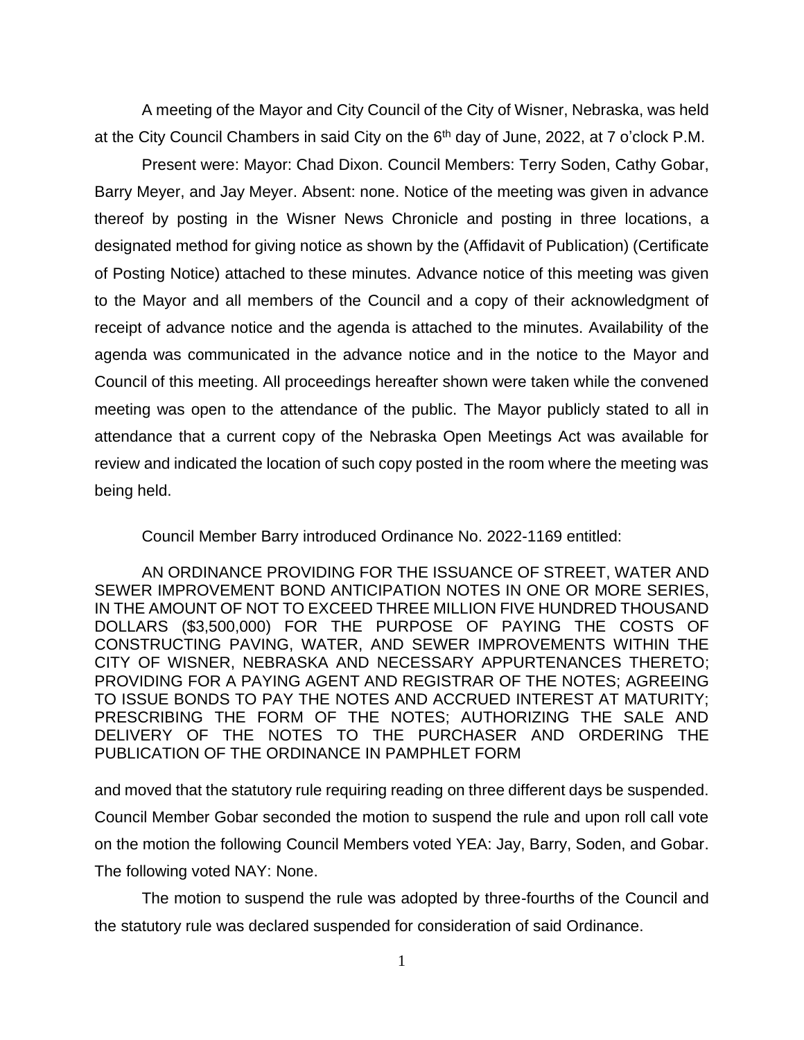A meeting of the Mayor and City Council of the City of Wisner, Nebraska, was held at the City Council Chambers in said City on the 6th day of June, 2022, at 7 o'clock P.M.

Present were: Mayor: Chad Dixon. Council Members: Terry Soden, Cathy Gobar, Barry Meyer, and Jay Meyer. Absent: none. Notice of the meeting was given in advance thereof by posting in the Wisner News Chronicle and posting in three locations, a designated method for giving notice as shown by the (Affidavit of Publication) (Certificate of Posting Notice) attached to these minutes. Advance notice of this meeting was given to the Mayor and all members of the Council and a copy of their acknowledgment of receipt of advance notice and the agenda is attached to the minutes. Availability of the agenda was communicated in the advance notice and in the notice to the Mayor and Council of this meeting. All proceedings hereafter shown were taken while the convened meeting was open to the attendance of the public. The Mayor publicly stated to all in attendance that a current copy of the Nebraska Open Meetings Act was available for review and indicated the location of such copy posted in the room where the meeting was being held.

Council Member Barry introduced Ordinance No. 2022-1169 entitled:

AN ORDINANCE PROVIDING FOR THE ISSUANCE OF STREET, WATER AND SEWER IMPROVEMENT BOND ANTICIPATION NOTES IN ONE OR MORE SERIES, IN THE AMOUNT OF NOT TO EXCEED THREE MILLION FIVE HUNDRED THOUSAND DOLLARS ($3,500,000) FOR THE PURPOSE OF PAYING THE COSTS OF CONSTRUCTING PAVING, WATER, AND SEWER IMPROVEMENTS WITHIN THE CITY OF WISNER, NEBRASKA AND NECESSARY APPURTENANCES THERETO; PROVIDING FOR A PAYING AGENT AND REGISTRAR OF THE NOTES; AGREEING TO ISSUE BONDS TO PAY THE NOTES AND ACCRUED INTEREST AT MATURITY; PRESCRIBING THE FORM OF THE NOTES; AUTHORIZING THE SALE AND DELIVERY OF THE NOTES TO THE PURCHASER AND ORDERING THE PUBLICATION OF THE ORDINANCE IN PAMPHLET FORM

and moved that the statutory rule requiring reading on three different days be suspended. Council Member Gobar seconded the motion to suspend the rule and upon roll call vote on the motion the following Council Members voted YEA: Jay, Barry, Soden, and Gobar. The following voted NAY: None.

The motion to suspend the rule was adopted by three-fourths of the Council and the statutory rule was declared suspended for consideration of said Ordinance.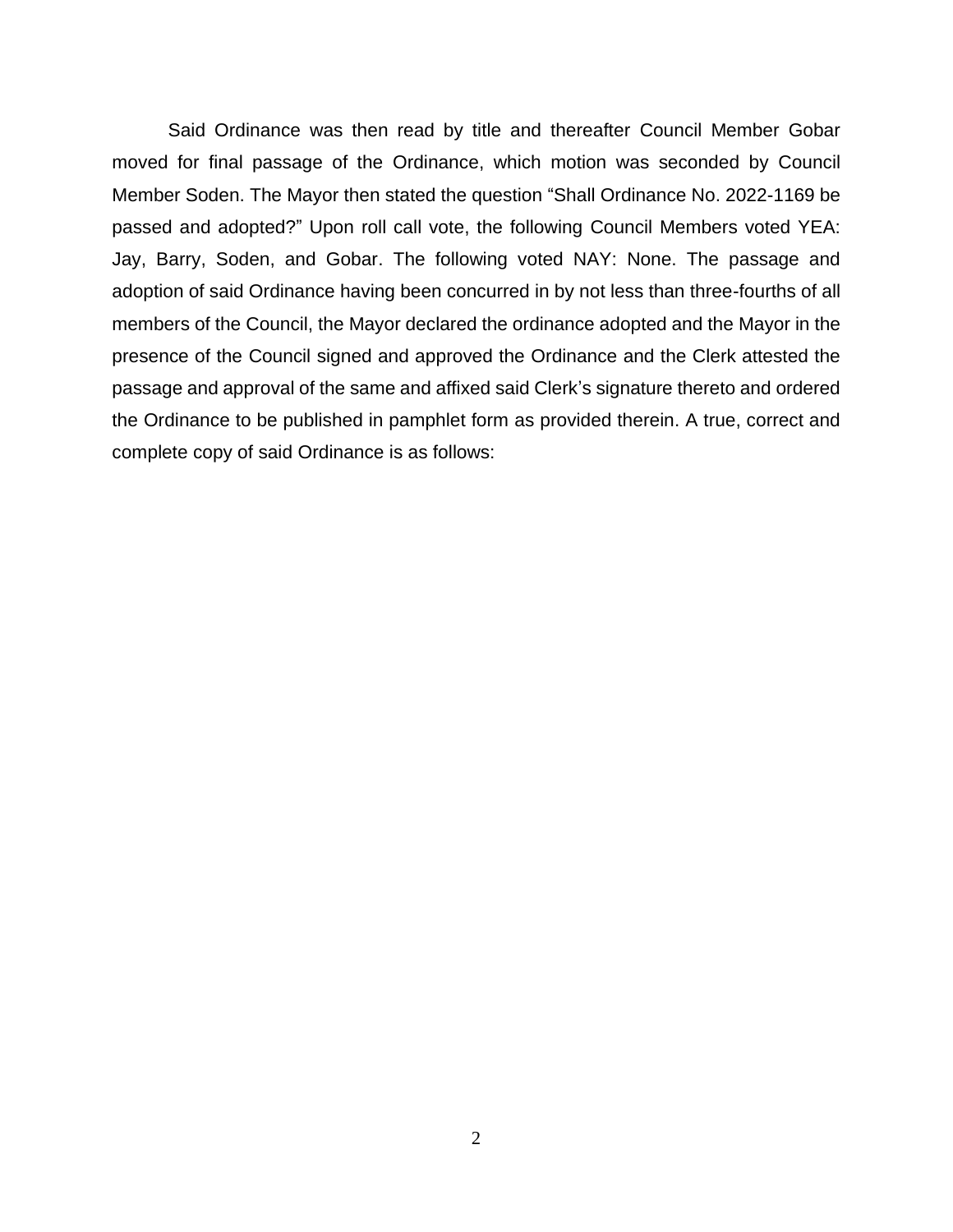Said Ordinance was then read by title and thereafter Council Member Gobar moved for final passage of the Ordinance, which motion was seconded by Council Member Soden. The Mayor then stated the question "Shall Ordinance No. 2022-1169 be passed and adopted?" Upon roll call vote, the following Council Members voted YEA: Jay, Barry, Soden, and Gobar. The following voted NAY: None. The passage and adoption of said Ordinance having been concurred in by not less than three-fourths of all members of the Council, the Mayor declared the ordinance adopted and the Mayor in the presence of the Council signed and approved the Ordinance and the Clerk attested the passage and approval of the same and affixed said Clerk's signature thereto and ordered the Ordinance to be published in pamphlet form as provided therein. A true, correct and complete copy of said Ordinance is as follows: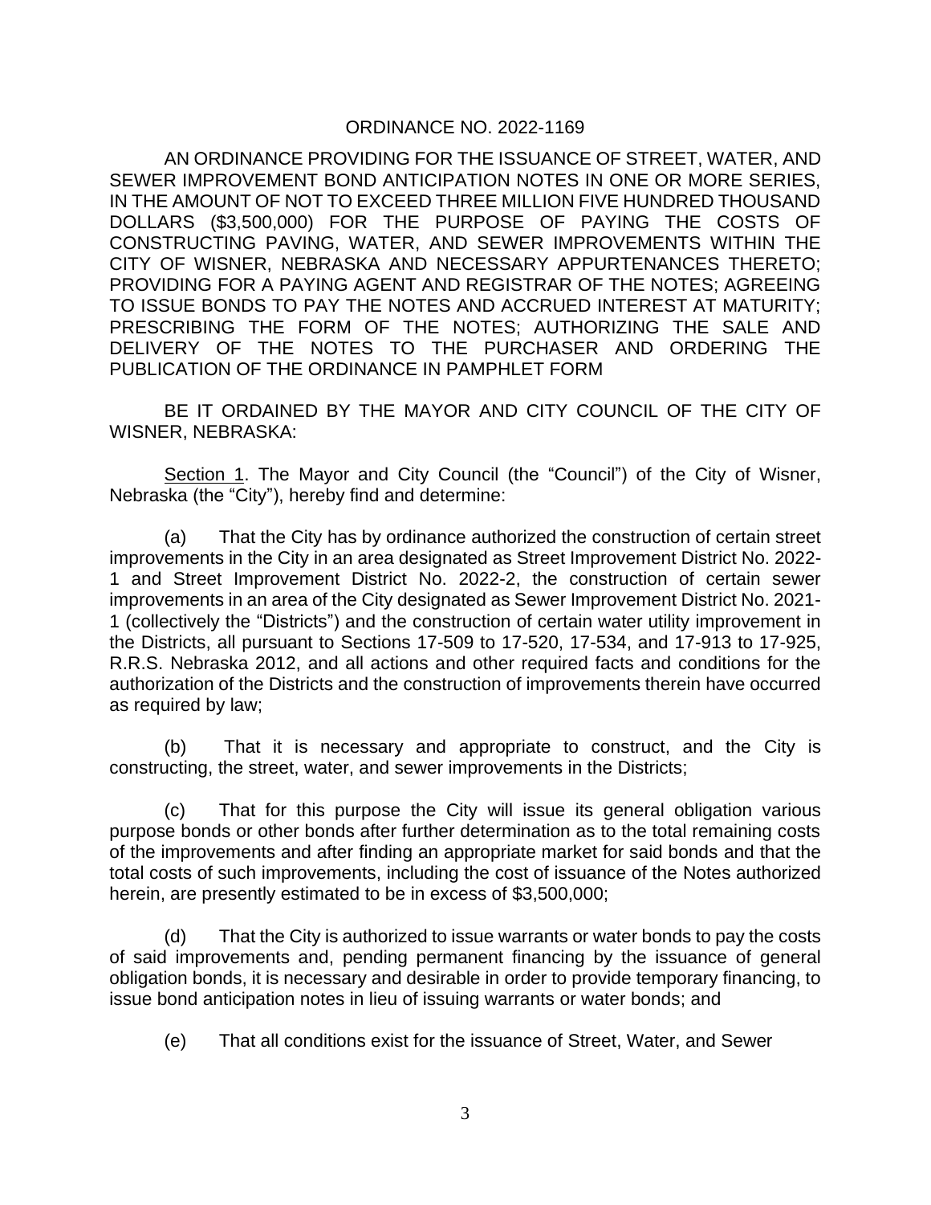# ORDINANCE NO. 2022-1169

AN ORDINANCE PROVIDING FOR THE ISSUANCE OF STREET, WATER, AND SEWER IMPROVEMENT BOND ANTICIPATION NOTES IN ONE OR MORE SERIES, IN THE AMOUNT OF NOT TO EXCEED THREE MILLION FIVE HUNDRED THOUSAND DOLLARS ($3,500,000) FOR THE PURPOSE OF PAYING THE COSTS OF CONSTRUCTING PAVING, WATER, AND SEWER IMPROVEMENTS WITHIN THE CITY OF WISNER, NEBRASKA AND NECESSARY APPURTENANCES THERETO; PROVIDING FOR A PAYING AGENT AND REGISTRAR OF THE NOTES; AGREEING TO ISSUE BONDS TO PAY THE NOTES AND ACCRUED INTEREST AT MATURITY; PRESCRIBING THE FORM OF THE NOTES; AUTHORIZING THE SALE AND DELIVERY OF THE NOTES TO THE PURCHASER AND ORDERING THE PUBLICATION OF THE ORDINANCE IN PAMPHLET FORM

BE IT ORDAINED BY THE MAYOR AND CITY COUNCIL OF THE CITY OF WISNER, NEBRASKA:

Section 1. The Mayor and City Council (the "Council") of the City of Wisner, Nebraska (the "City"), hereby find and determine:

(a) That the City has by ordinance authorized the construction of certain street improvements in the City in an area designated as Street Improvement District No. 2022-1 and Street Improvement District No. 2022-2, the construction of certain sewer improvements in an area of the City designated as Sewer Improvement District No. 2021-1 (collectively the "Districts") and the construction of certain water utility improvement in the Districts, all pursuant to Sections 17-509 to 17-520, 17-534, and 17-913 to 17-925, R.R.S. Nebraska 2012, and all actions and other required facts and conditions for the authorization of the Districts and the construction of improvements therein have occurred as required by law;

(b) That it is necessary and appropriate to construct, and the City is constructing, the street, water, and sewer improvements in the Districts;

(c) That for this purpose the City will issue its general obligation various purpose bonds or other bonds after further determination as to the total remaining costs of the improvements and after finding an appropriate market for said bonds and that the total costs of such improvements, including the cost of issuance of the Notes authorized herein, are presently estimated to be in excess of $3,500,000;

(d) That the City is authorized to issue warrants or water bonds to pay the costs of said improvements and, pending permanent financing by the issuance of general obligation bonds, it is necessary and desirable in order to provide temporary financing, to issue bond anticipation notes in lieu of issuing warrants or water bonds; and

(e) That all conditions exist for the issuance of Street, Water, and Sewer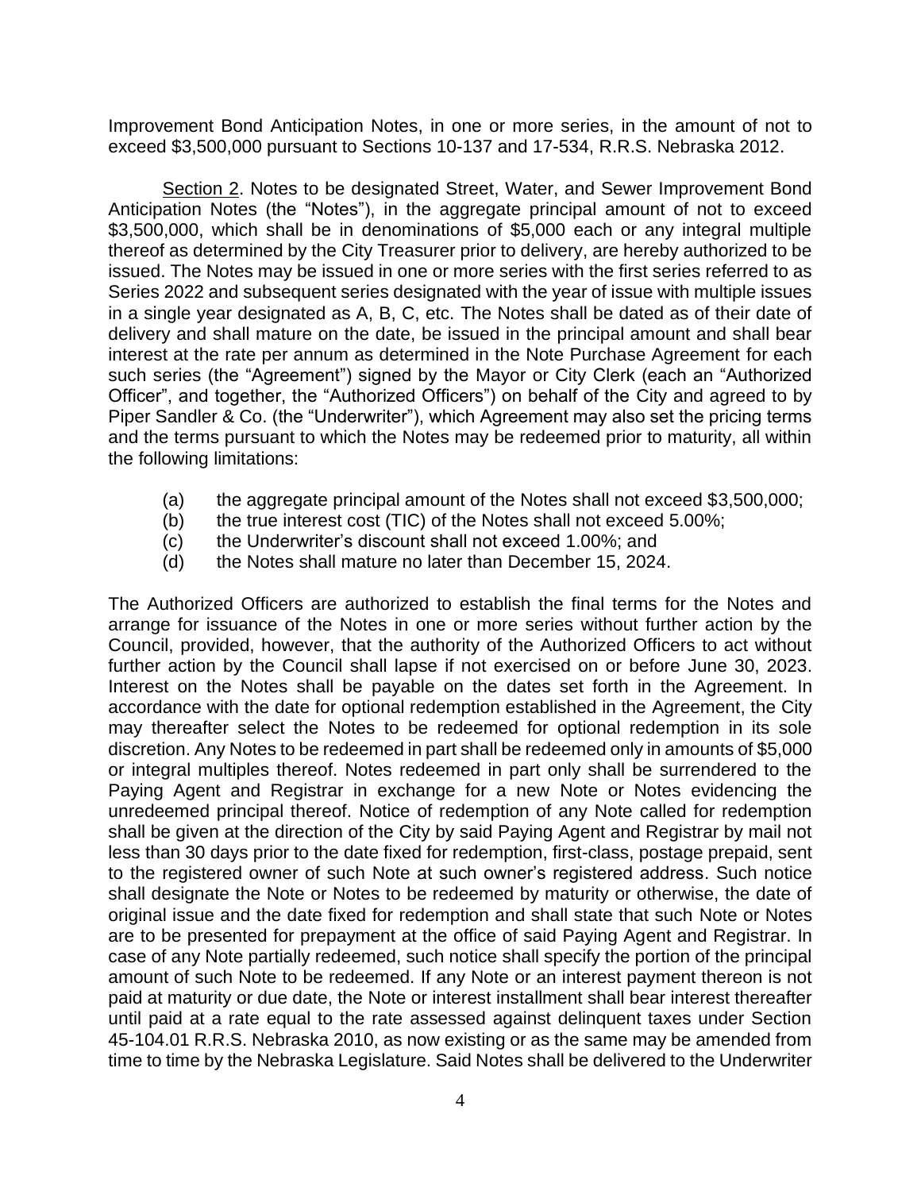Improvement Bond Anticipation Notes, in one or more series, in the amount of not to exceed $3,500,000 pursuant to Sections 10-137 and 17-534, R.R.S. Nebraska 2012.

<u>Section 2</u>. Notes to be designated Street, Water, and Sewer Improvement Bond Anticipation Notes (the "Notes"), in the aggregate principal amount of not to exceed $3,500,000, which shall be in denominations of $5,000 each or any integral multiple thereof as determined by the City Treasurer prior to delivery, are hereby authorized to be issued. The Notes may be issued in one or more series with the first series referred to as Series 2022 and subsequent series designated with the year of issue with multiple issues in a single year designated as A, B, C, etc. The Notes shall be dated as of their date of delivery and shall mature on the date, be issued in the principal amount and shall bear interest at the rate per annum as determined in the Note Purchase Agreement for each such series (the "Agreement") signed by the Mayor or City Clerk (each an "Authorized Officer", and together, the "Authorized Officers") on behalf of the City and agreed to by Piper Sandler & Co. (the "Underwriter"), which Agreement may also set the pricing terms and the terms pursuant to which the Notes may be redeemed prior to maturity, all within the following limitations:

(a) the aggregate principal amount of the Notes shall not exceed $3,500,000;
(b) the true interest cost (TIC) of the Notes shall not exceed 5.00%;
(c) the Underwriter's discount shall not exceed 1.00%; and
(d) the Notes shall mature no later than December 15, 2024.

The Authorized Officers are authorized to establish the final terms for the Notes and arrange for issuance of the Notes in one or more series without further action by the Council, provided, however, that the authority of the Authorized Officers to act without further action by the Council shall lapse if not exercised on or before June 30, 2023. Interest on the Notes shall be payable on the dates set forth in the Agreement. In accordance with the date for optional redemption established in the Agreement, the City may thereafter select the Notes to be redeemed for optional redemption in its sole discretion. Any Notes to be redeemed in part shall be redeemed only in amounts of $5,000 or integral multiples thereof. Notes redeemed in part only shall be surrendered to the Paying Agent and Registrar in exchange for a new Note or Notes evidencing the unredeemed principal thereof. Notice of redemption of any Note called for redemption shall be given at the direction of the City by said Paying Agent and Registrar by mail not less than 30 days prior to the date fixed for redemption, first-class, postage prepaid, sent to the registered owner of such Note at such owner's registered address. Such notice shall designate the Note or Notes to be redeemed by maturity or otherwise, the date of original issue and the date fixed for redemption and shall state that such Note or Notes are to be presented for prepayment at the office of said Paying Agent and Registrar. In case of any Note partially redeemed, such notice shall specify the portion of the principal amount of such Note to be redeemed. If any Note or an interest payment thereon is not paid at maturity or due date, the Note or interest installment shall bear interest thereafter until paid at a rate equal to the rate assessed against delinquent taxes under Section 45-104.01 R.R.S. Nebraska 2010, as now existing or as the same may be amended from time to time by the Nebraska Legislature. Said Notes shall be delivered to the Underwriter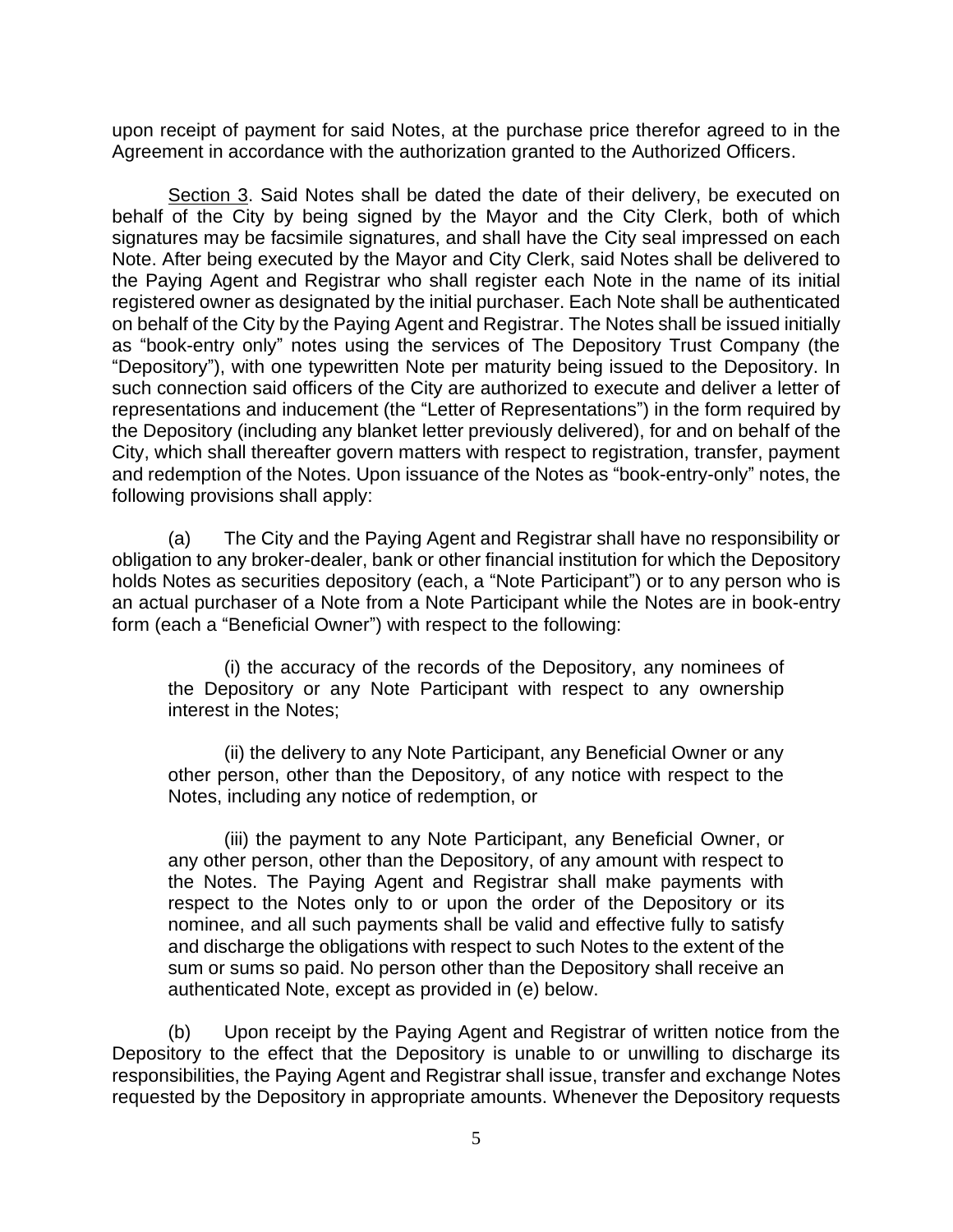upon receipt of payment for said Notes, at the purchase price therefor agreed to in the Agreement in accordance with the authorization granted to the Authorized Officers.

Section 3. Said Notes shall be dated the date of their delivery, be executed on behalf of the City by being signed by the Mayor and the City Clerk, both of which signatures may be facsimile signatures, and shall have the City seal impressed on each Note. After being executed by the Mayor and City Clerk, said Notes shall be delivered to the Paying Agent and Registrar who shall register each Note in the name of its initial registered owner as designated by the initial purchaser. Each Note shall be authenticated on behalf of the City by the Paying Agent and Registrar. The Notes shall be issued initially as "book-entry only" notes using the services of The Depository Trust Company (the "Depository"), with one typewritten Note per maturity being issued to the Depository. In such connection said officers of the City are authorized to execute and deliver a letter of representations and inducement (the "Letter of Representations") in the form required by the Depository (including any blanket letter previously delivered), for and on behalf of the City, which shall thereafter govern matters with respect to registration, transfer, payment and redemption of the Notes. Upon issuance of the Notes as "book-entry-only" notes, the following provisions shall apply:

(a) The City and the Paying Agent and Registrar shall have no responsibility or obligation to any broker-dealer, bank or other financial institution for which the Depository holds Notes as securities depository (each, a "Note Participant") or to any person who is an actual purchaser of a Note from a Note Participant while the Notes are in book-entry form (each a "Beneficial Owner") with respect to the following:

> (i) the accuracy of the records of the Depository, any nominees of the Depository or any Note Participant with respect to any ownership interest in the Notes;
>
> (ii) the delivery to any Note Participant, any Beneficial Owner or any other person, other than the Depository, of any notice with respect to the Notes, including any notice of redemption, or
>
> (iii) the payment to any Note Participant, any Beneficial Owner, or any other person, other than the Depository, of any amount with respect to the Notes. The Paying Agent and Registrar shall make payments with respect to the Notes only to or upon the order of the Depository or its nominee, and all such payments shall be valid and effective fully to satisfy and discharge the obligations with respect to such Notes to the extent of the sum or sums so paid. No person other than the Depository shall receive an authenticated Note, except as provided in (e) below.

(b) Upon receipt by the Paying Agent and Registrar of written notice from the Depository to the effect that the Depository is unable to or unwilling to discharge its responsibilities, the Paying Agent and Registrar shall issue, transfer and exchange Notes requested by the Depository in appropriate amounts. Whenever the Depository requests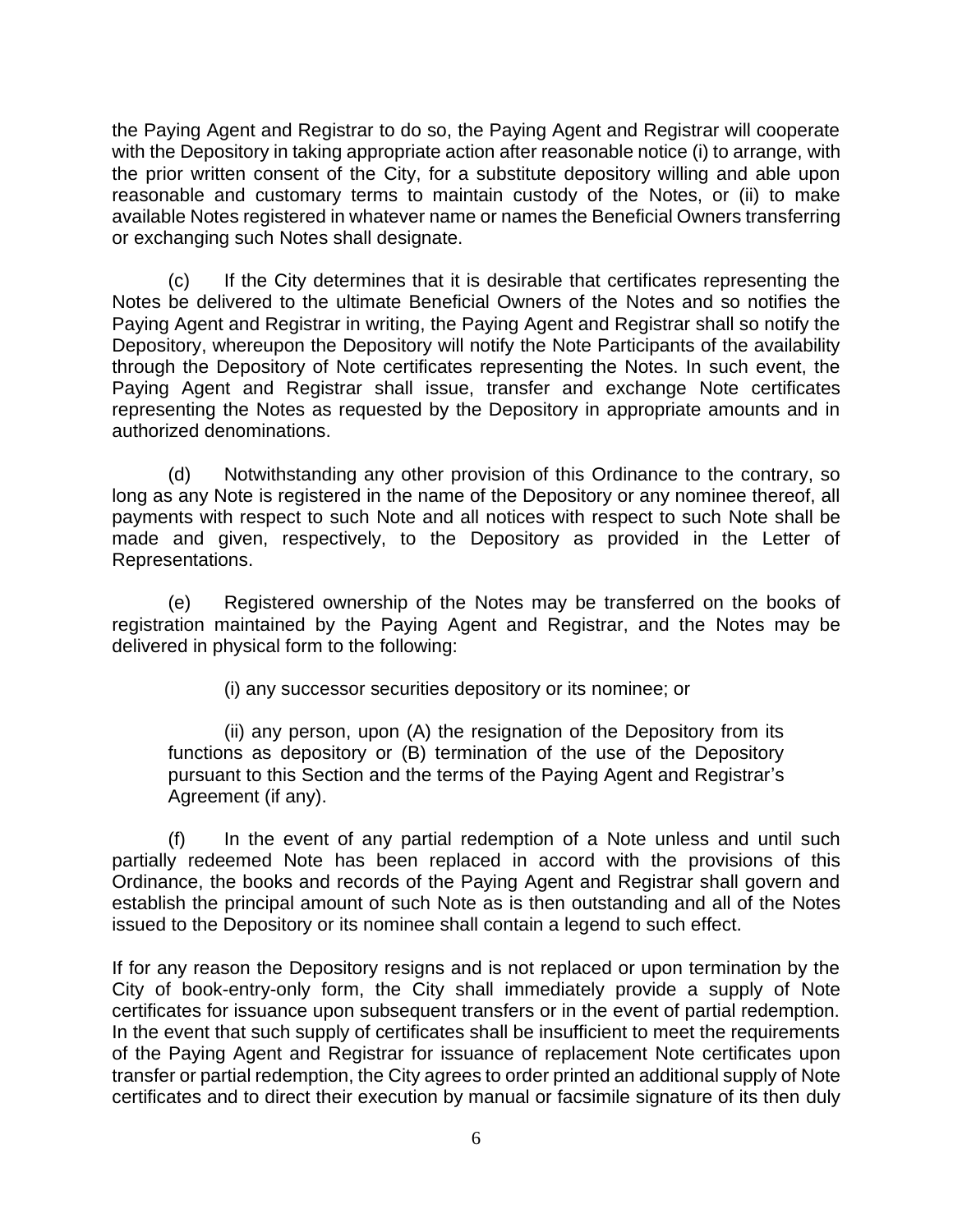the Paying Agent and Registrar to do so, the Paying Agent and Registrar will cooperate with the Depository in taking appropriate action after reasonable notice (i) to arrange, with the prior written consent of the City, for a substitute depository willing and able upon reasonable and customary terms to maintain custody of the Notes, or (ii) to make available Notes registered in whatever name or names the Beneficial Owners transferring or exchanging such Notes shall designate.

(c) If the City determines that it is desirable that certificates representing the Notes be delivered to the ultimate Beneficial Owners of the Notes and so notifies the Paying Agent and Registrar in writing, the Paying Agent and Registrar shall so notify the Depository, whereupon the Depository will notify the Note Participants of the availability through the Depository of Note certificates representing the Notes. In such event, the Paying Agent and Registrar shall issue, transfer and exchange Note certificates representing the Notes as requested by the Depository in appropriate amounts and in authorized denominations.

(d) Notwithstanding any other provision of this Ordinance to the contrary, so long as any Note is registered in the name of the Depository or any nominee thereof, all payments with respect to such Note and all notices with respect to such Note shall be made and given, respectively, to the Depository as provided in the Letter of Representations.

(e) Registered ownership of the Notes may be transferred on the books of registration maintained by the Paying Agent and Registrar, and the Notes may be delivered in physical form to the following:

(i) any successor securities depository or its nominee; or

(ii) any person, upon (A) the resignation of the Depository from its functions as depository or (B) termination of the use of the Depository pursuant to this Section and the terms of the Paying Agent and Registrar's Agreement (if any).

(f) In the event of any partial redemption of a Note unless and until such partially redeemed Note has been replaced in accord with the provisions of this Ordinance, the books and records of the Paying Agent and Registrar shall govern and establish the principal amount of such Note as is then outstanding and all of the Notes issued to the Depository or its nominee shall contain a legend to such effect.

If for any reason the Depository resigns and is not replaced or upon termination by the City of book-entry-only form, the City shall immediately provide a supply of Note certificates for issuance upon subsequent transfers or in the event of partial redemption. In the event that such supply of certificates shall be insufficient to meet the requirements of the Paying Agent and Registrar for issuance of replacement Note certificates upon transfer or partial redemption, the City agrees to order printed an additional supply of Note certificates and to direct their execution by manual or facsimile signature of its then duly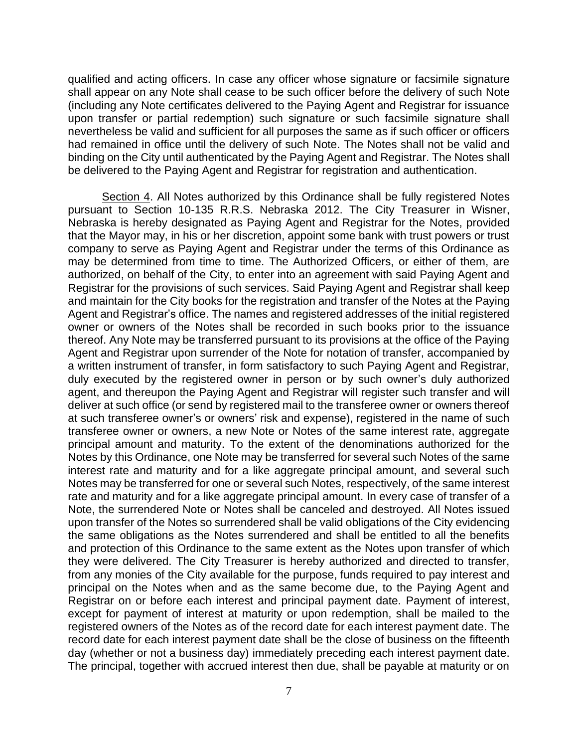qualified and acting officers. In case any officer whose signature or facsimile signature shall appear on any Note shall cease to be such officer before the delivery of such Note (including any Note certificates delivered to the Paying Agent and Registrar for issuance upon transfer or partial redemption) such signature or such facsimile signature shall nevertheless be valid and sufficient for all purposes the same as if such officer or officers had remained in office until the delivery of such Note. The Notes shall not be valid and binding on the City until authenticated by the Paying Agent and Registrar. The Notes shall be delivered to the Paying Agent and Registrar for registration and authentication.

<u>Section 4</u>. All Notes authorized by this Ordinance shall be fully registered Notes pursuant to Section 10-135 R.R.S. Nebraska 2012. The City Treasurer in Wisner, Nebraska is hereby designated as Paying Agent and Registrar for the Notes, provided that the Mayor may, in his or her discretion, appoint some bank with trust powers or trust company to serve as Paying Agent and Registrar under the terms of this Ordinance as may be determined from time to time. The Authorized Officers, or either of them, are authorized, on behalf of the City, to enter into an agreement with said Paying Agent and Registrar for the provisions of such services. Said Paying Agent and Registrar shall keep and maintain for the City books for the registration and transfer of the Notes at the Paying Agent and Registrar's office. The names and registered addresses of the initial registered owner or owners of the Notes shall be recorded in such books prior to the issuance thereof. Any Note may be transferred pursuant to its provisions at the office of the Paying Agent and Registrar upon surrender of the Note for notation of transfer, accompanied by a written instrument of transfer, in form satisfactory to such Paying Agent and Registrar, duly executed by the registered owner in person or by such owner's duly authorized agent, and thereupon the Paying Agent and Registrar will register such transfer and will deliver at such office (or send by registered mail to the transferee owner or owners thereof at such transferee owner's or owners' risk and expense), registered in the name of such transferee owner or owners, a new Note or Notes of the same interest rate, aggregate principal amount and maturity. To the extent of the denominations authorized for the Notes by this Ordinance, one Note may be transferred for several such Notes of the same interest rate and maturity and for a like aggregate principal amount, and several such Notes may be transferred for one or several such Notes, respectively, of the same interest rate and maturity and for a like aggregate principal amount. In every case of transfer of a Note, the surrendered Note or Notes shall be canceled and destroyed. All Notes issued upon transfer of the Notes so surrendered shall be valid obligations of the City evidencing the same obligations as the Notes surrendered and shall be entitled to all the benefits and protection of this Ordinance to the same extent as the Notes upon transfer of which they were delivered. The City Treasurer is hereby authorized and directed to transfer, from any monies of the City available for the purpose, funds required to pay interest and principal on the Notes when and as the same become due, to the Paying Agent and Registrar on or before each interest and principal payment date. Payment of interest, except for payment of interest at maturity or upon redemption, shall be mailed to the registered owners of the Notes as of the record date for each interest payment date. The record date for each interest payment date shall be the close of business on the fifteenth day (whether or not a business day) immediately preceding each interest payment date. The principal, together with accrued interest then due, shall be payable at maturity or on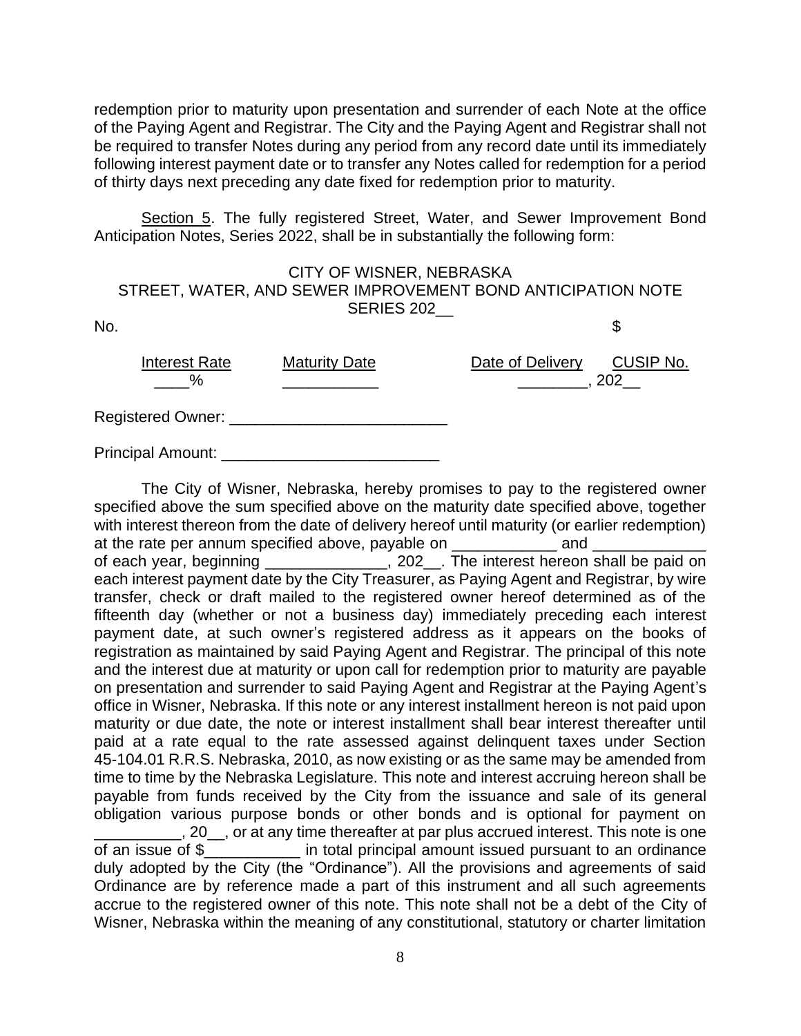redemption prior to maturity upon presentation and surrender of each Note at the office of the Paying Agent and Registrar. The City and the Paying Agent and Registrar shall not be required to transfer Notes during any period from any record date until its immediately following interest payment date or to transfer any Notes called for redemption for a period of thirty days next preceding any date fixed for redemption prior to maturity.

Section 5. The fully registered Street, Water, and Sewer Improvement Bond Anticipation Notes, Series 2022, shall be in substantially the following form:

CITY OF WISNER, NEBRASKA
STREET, WATER, AND SEWER IMPROVEMENT BOND ANTICIPATION NOTE
SERIES 202__

No. $

| Interest Rate | Maturity Date | Date of Delivery | CUSIP No. |
|---|---|---|---|
| ____% | ___________ | ________, 202__ | |

Registered Owner: _________________________

Principal Amount: _________________________

The City of Wisner, Nebraska, hereby promises to pay to the registered owner specified above the sum specified above on the maturity date specified above, together with interest thereon from the date of delivery hereof until maturity (or earlier redemption) at the rate per annum specified above, payable on ____________ and _____________ of each year, beginning ______________, 202__. The interest hereon shall be paid on each interest payment date by the City Treasurer, as Paying Agent and Registrar, by wire transfer, check or draft mailed to the registered owner hereof determined as of the fifteenth day (whether or not a business day) immediately preceding each interest payment date, at such owner's registered address as it appears on the books of registration as maintained by said Paying Agent and Registrar. The principal of this note and the interest due at maturity or upon call for redemption prior to maturity are payable on presentation and surrender to said Paying Agent and Registrar at the Paying Agent's office in Wisner, Nebraska. If this note or any interest installment hereon is not paid upon maturity or due date, the note or interest installment shall bear interest thereafter until paid at a rate equal to the rate assessed against delinquent taxes under Section 45-104.01 R.R.S. Nebraska, 2010, as now existing or as the same may be amended from time to time by the Nebraska Legislature. This note and interest accruing hereon shall be payable from funds received by the City from the issuance and sale of its general obligation various purpose bonds or other bonds and is optional for payment on __________, 20__, or at any time thereafter at par plus accrued interest. This note is one of an issue of $___________ in total principal amount issued pursuant to an ordinance duly adopted by the City (the "Ordinance"). All the provisions and agreements of said Ordinance are by reference made a part of this instrument and all such agreements accrue to the registered owner of this note. This note shall not be a debt of the City of Wisner, Nebraska within the meaning of any constitutional, statutory or charter limitation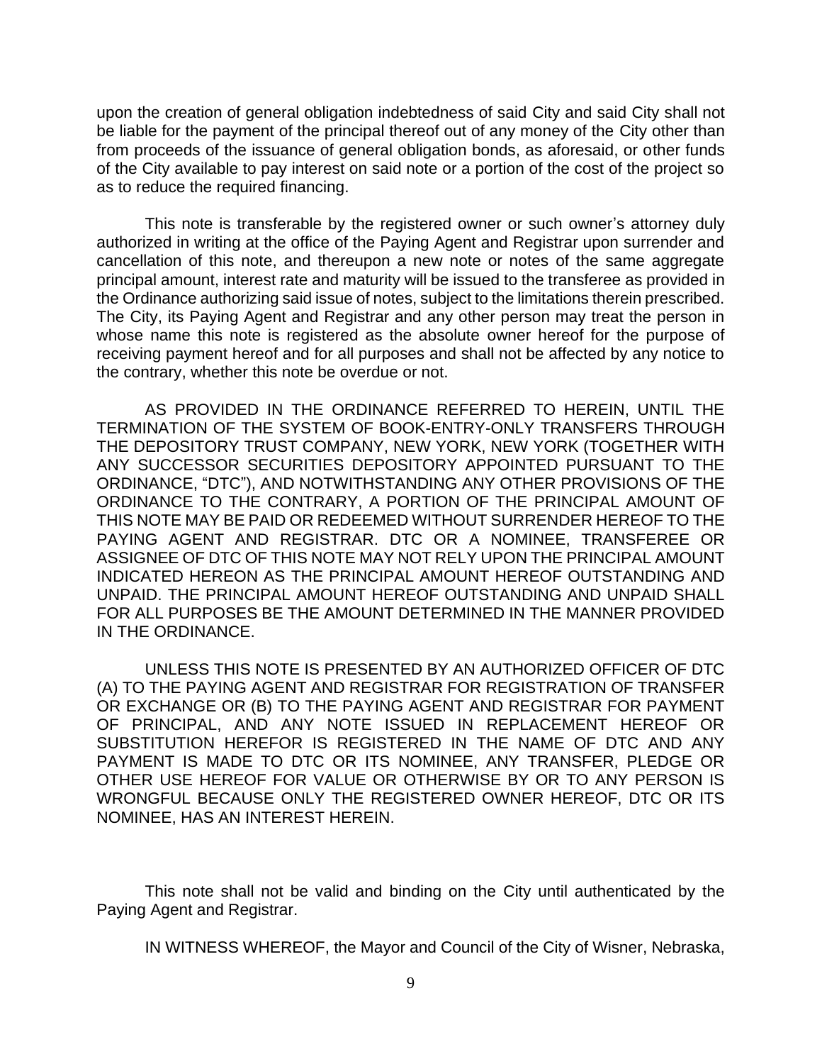upon the creation of general obligation indebtedness of said City and said City shall not be liable for the payment of the principal thereof out of any money of the City other than from proceeds of the issuance of general obligation bonds, as aforesaid, or other funds of the City available to pay interest on said note or a portion of the cost of the project so as to reduce the required financing.

This note is transferable by the registered owner or such owner's attorney duly authorized in writing at the office of the Paying Agent and Registrar upon surrender and cancellation of this note, and thereupon a new note or notes of the same aggregate principal amount, interest rate and maturity will be issued to the transferee as provided in the Ordinance authorizing said issue of notes, subject to the limitations therein prescribed. The City, its Paying Agent and Registrar and any other person may treat the person in whose name this note is registered as the absolute owner hereof for the purpose of receiving payment hereof and for all purposes and shall not be affected by any notice to the contrary, whether this note be overdue or not.

AS PROVIDED IN THE ORDINANCE REFERRED TO HEREIN, UNTIL THE TERMINATION OF THE SYSTEM OF BOOK-ENTRY-ONLY TRANSFERS THROUGH THE DEPOSITORY TRUST COMPANY, NEW YORK, NEW YORK (TOGETHER WITH ANY SUCCESSOR SECURITIES DEPOSITORY APPOINTED PURSUANT TO THE ORDINANCE, "DTC"), AND NOTWITHSTANDING ANY OTHER PROVISIONS OF THE ORDINANCE TO THE CONTRARY, A PORTION OF THE PRINCIPAL AMOUNT OF THIS NOTE MAY BE PAID OR REDEEMED WITHOUT SURRENDER HEREOF TO THE PAYING AGENT AND REGISTRAR. DTC OR A NOMINEE, TRANSFEREE OR ASSIGNEE OF DTC OF THIS NOTE MAY NOT RELY UPON THE PRINCIPAL AMOUNT INDICATED HEREON AS THE PRINCIPAL AMOUNT HEREOF OUTSTANDING AND UNPAID. THE PRINCIPAL AMOUNT HEREOF OUTSTANDING AND UNPAID SHALL FOR ALL PURPOSES BE THE AMOUNT DETERMINED IN THE MANNER PROVIDED IN THE ORDINANCE.

UNLESS THIS NOTE IS PRESENTED BY AN AUTHORIZED OFFICER OF DTC (A) TO THE PAYING AGENT AND REGISTRAR FOR REGISTRATION OF TRANSFER OR EXCHANGE OR (B) TO THE PAYING AGENT AND REGISTRAR FOR PAYMENT OF PRINCIPAL, AND ANY NOTE ISSUED IN REPLACEMENT HEREOF OR SUBSTITUTION HEREFOR IS REGISTERED IN THE NAME OF DTC AND ANY PAYMENT IS MADE TO DTC OR ITS NOMINEE, ANY TRANSFER, PLEDGE OR OTHER USE HEREOF FOR VALUE OR OTHERWISE BY OR TO ANY PERSON IS WRONGFUL BECAUSE ONLY THE REGISTERED OWNER HEREOF, DTC OR ITS NOMINEE, HAS AN INTEREST HEREIN.

This note shall not be valid and binding on the City until authenticated by the Paying Agent and Registrar.

IN WITNESS WHEREOF, the Mayor and Council of the City of Wisner, Nebraska,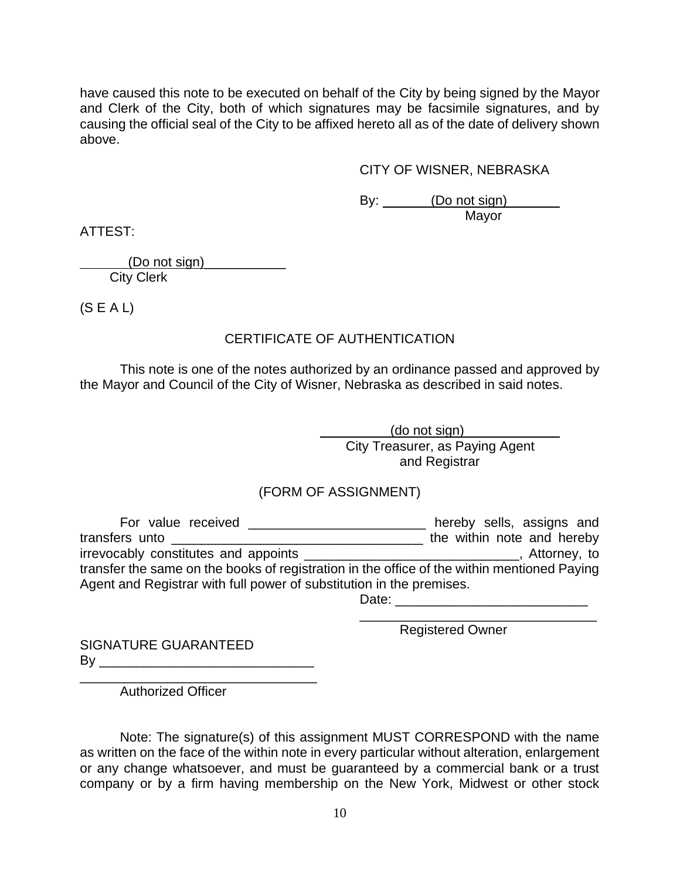have caused this note to be executed on behalf of the City by being signed by the Mayor and Clerk of the City, both of which signatures may be facsimile signatures, and by causing the official seal of the City to be affixed hereto all as of the date of delivery shown above.

CITY OF WISNER, NEBRASKA

By: (Do not sign)
Mayor

ATTEST:

(Do not sign)
City Clerk

(S E A L)

CERTIFICATE OF AUTHENTICATION

This note is one of the notes authorized by an ordinance passed and approved by the Mayor and Council of the City of Wisner, Nebraska as described in said notes.

(do not sign)
City Treasurer, as Paying Agent
and Registrar

(FORM OF ASSIGNMENT)

For value received ________________________ hereby sells, assigns and transfers unto ___________________________________ the within note and hereby irrevocably constitutes and appoints _____________________________, Attorney, to transfer the same on the books of registration in the office of the within mentioned Paying Agent and Registrar with full power of substitution in the premises.

Date: __________________________

________________________________
Registered Owner

SIGNATURE GUARANTEED
By _____________________________

________________________________
Authorized Officer

Note: The signature(s) of this assignment MUST CORRESPOND with the name as written on the face of the within note in every particular without alteration, enlargement or any change whatsoever, and must be guaranteed by a commercial bank or a trust company or by a firm having membership on the New York, Midwest or other stock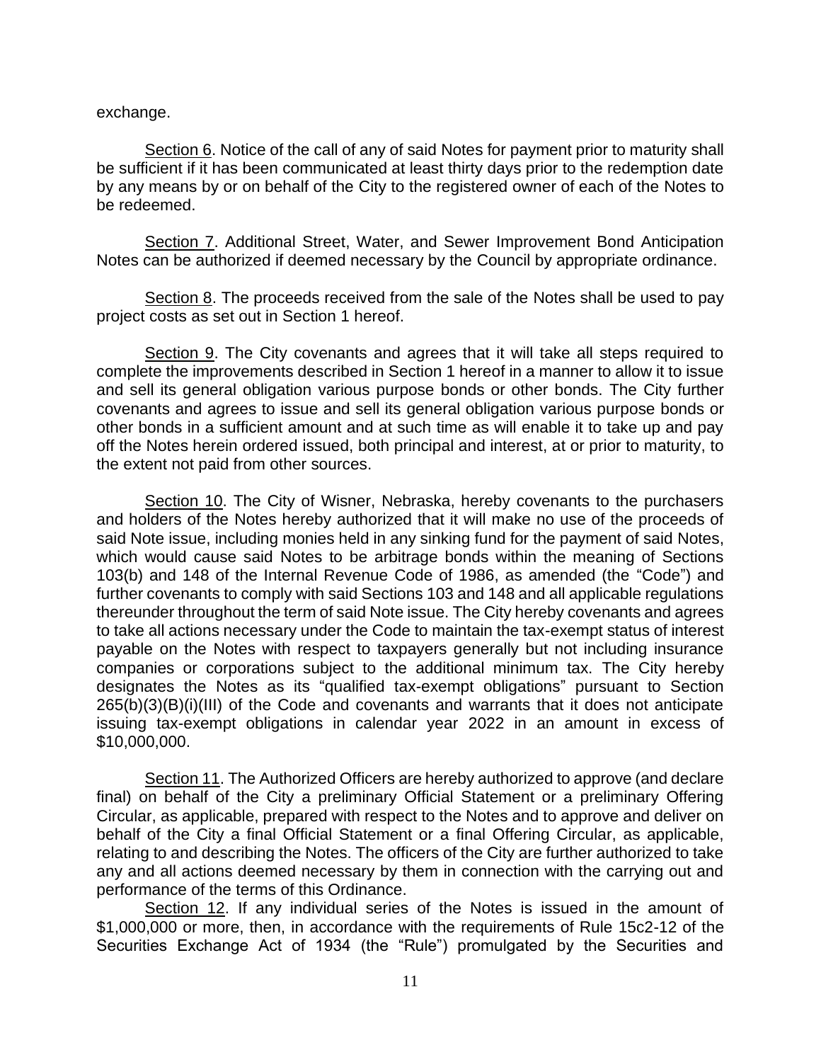exchange.

Section 6. Notice of the call of any of said Notes for payment prior to maturity shall be sufficient if it has been communicated at least thirty days prior to the redemption date by any means by or on behalf of the City to the registered owner of each of the Notes to be redeemed.

Section 7. Additional Street, Water, and Sewer Improvement Bond Anticipation Notes can be authorized if deemed necessary by the Council by appropriate ordinance.

Section 8. The proceeds received from the sale of the Notes shall be used to pay project costs as set out in Section 1 hereof.

Section 9. The City covenants and agrees that it will take all steps required to complete the improvements described in Section 1 hereof in a manner to allow it to issue and sell its general obligation various purpose bonds or other bonds. The City further covenants and agrees to issue and sell its general obligation various purpose bonds or other bonds in a sufficient amount and at such time as will enable it to take up and pay off the Notes herein ordered issued, both principal and interest, at or prior to maturity, to the extent not paid from other sources.

Section 10. The City of Wisner, Nebraska, hereby covenants to the purchasers and holders of the Notes hereby authorized that it will make no use of the proceeds of said Note issue, including monies held in any sinking fund for the payment of said Notes, which would cause said Notes to be arbitrage bonds within the meaning of Sections 103(b) and 148 of the Internal Revenue Code of 1986, as amended (the "Code") and further covenants to comply with said Sections 103 and 148 and all applicable regulations thereunder throughout the term of said Note issue. The City hereby covenants and agrees to take all actions necessary under the Code to maintain the tax-exempt status of interest payable on the Notes with respect to taxpayers generally but not including insurance companies or corporations subject to the additional minimum tax. The City hereby designates the Notes as its "qualified tax-exempt obligations" pursuant to Section 265(b)(3)(B)(i)(III) of the Code and covenants and warrants that it does not anticipate issuing tax-exempt obligations in calendar year 2022 in an amount in excess of $10,000,000.

Section 11. The Authorized Officers are hereby authorized to approve (and declare final) on behalf of the City a preliminary Official Statement or a preliminary Offering Circular, as applicable, prepared with respect to the Notes and to approve and deliver on behalf of the City a final Official Statement or a final Offering Circular, as applicable, relating to and describing the Notes. The officers of the City are further authorized to take any and all actions deemed necessary by them in connection with the carrying out and performance of the terms of this Ordinance.

Section 12. If any individual series of the Notes is issued in the amount of $1,000,000 or more, then, in accordance with the requirements of Rule 15c2-12 of the Securities Exchange Act of 1934 (the "Rule") promulgated by the Securities and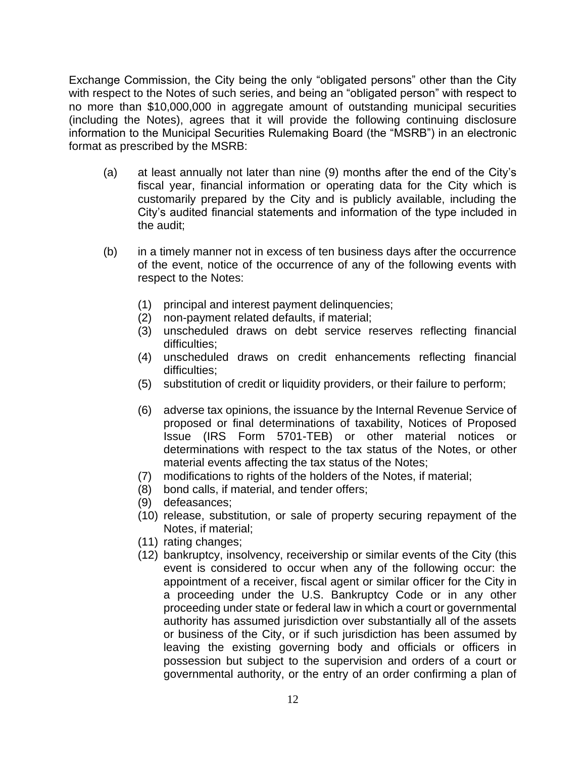Exchange Commission, the City being the only "obligated persons" other than the City with respect to the Notes of such series, and being an "obligated person" with respect to no more than $10,000,000 in aggregate amount of outstanding municipal securities (including the Notes), agrees that it will provide the following continuing disclosure information to the Municipal Securities Rulemaking Board (the "MSRB") in an electronic format as prescribed by the MSRB:

(a) at least annually not later than nine (9) months after the end of the City's fiscal year, financial information or operating data for the City which is customarily prepared by the City and is publicly available, including the City's audited financial statements and information of the type included in the audit;

(b) in a timely manner not in excess of ten business days after the occurrence of the event, notice of the occurrence of any of the following events with respect to the Notes:

(1) principal and interest payment delinquencies;
(2) non-payment related defaults, if material;
(3) unscheduled draws on debt service reserves reflecting financial difficulties;
(4) unscheduled draws on credit enhancements reflecting financial difficulties;
(5) substitution of credit or liquidity providers, or their failure to perform;
(6) adverse tax opinions, the issuance by the Internal Revenue Service of proposed or final determinations of taxability, Notices of Proposed Issue (IRS Form 5701-TEB) or other material notices or determinations with respect to the tax status of the Notes, or other material events affecting the tax status of the Notes;
(7) modifications to rights of the holders of the Notes, if material;
(8) bond calls, if material, and tender offers;
(9) defeasances;
(10) release, substitution, or sale of property securing repayment of the Notes, if material;
(11) rating changes;
(12) bankruptcy, insolvency, receivership or similar events of the City (this event is considered to occur when any of the following occur: the appointment of a receiver, fiscal agent or similar officer for the City in a proceeding under the U.S. Bankruptcy Code or in any other proceeding under state or federal law in which a court or governmental authority has assumed jurisdiction over substantially all of the assets or business of the City, or if such jurisdiction has been assumed by leaving the existing governing body and officials or officers in possession but subject to the supervision and orders of a court or governmental authority, or the entry of an order confirming a plan of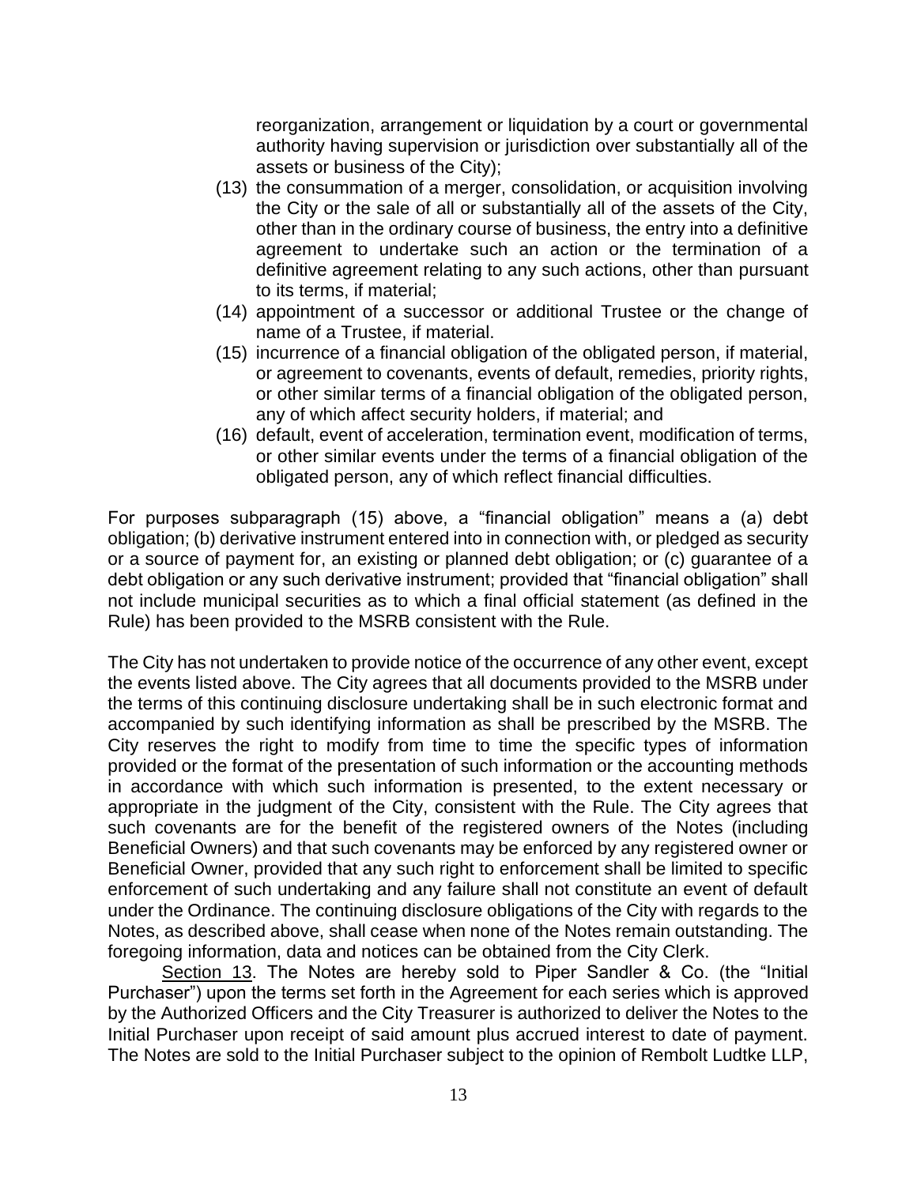reorganization, arrangement or liquidation by a court or governmental authority having supervision or jurisdiction over substantially all of the assets or business of the City);

(13) the consummation of a merger, consolidation, or acquisition involving the City or the sale of all or substantially all of the assets of the City, other than in the ordinary course of business, the entry into a definitive agreement to undertake such an action or the termination of a definitive agreement relating to any such actions, other than pursuant to its terms, if material;

(14) appointment of a successor or additional Trustee or the change of name of a Trustee, if material.

(15) incurrence of a financial obligation of the obligated person, if material, or agreement to covenants, events of default, remedies, priority rights, or other similar terms of a financial obligation of the obligated person, any of which affect security holders, if material; and

(16) default, event of acceleration, termination event, modification of terms, or other similar events under the terms of a financial obligation of the obligated person, any of which reflect financial difficulties.

For purposes subparagraph (15) above, a "financial obligation" means a (a) debt obligation; (b) derivative instrument entered into in connection with, or pledged as security or a source of payment for, an existing or planned debt obligation; or (c) guarantee of a debt obligation or any such derivative instrument; provided that "financial obligation" shall not include municipal securities as to which a final official statement (as defined in the Rule) has been provided to the MSRB consistent with the Rule.

The City has not undertaken to provide notice of the occurrence of any other event, except the events listed above. The City agrees that all documents provided to the MSRB under the terms of this continuing disclosure undertaking shall be in such electronic format and accompanied by such identifying information as shall be prescribed by the MSRB. The City reserves the right to modify from time to time the specific types of information provided or the format of the presentation of such information or the accounting methods in accordance with which such information is presented, to the extent necessary or appropriate in the judgment of the City, consistent with the Rule. The City agrees that such covenants are for the benefit of the registered owners of the Notes (including Beneficial Owners) and that such covenants may be enforced by any registered owner or Beneficial Owner, provided that any such right to enforcement shall be limited to specific enforcement of such undertaking and any failure shall not constitute an event of default under the Ordinance. The continuing disclosure obligations of the City with regards to the Notes, as described above, shall cease when none of the Notes remain outstanding. The foregoing information, data and notices can be obtained from the City Clerk.

Section 13. The Notes are hereby sold to Piper Sandler & Co. (the "Initial Purchaser") upon the terms set forth in the Agreement for each series which is approved by the Authorized Officers and the City Treasurer is authorized to deliver the Notes to the Initial Purchaser upon receipt of said amount plus accrued interest to date of payment. The Notes are sold to the Initial Purchaser subject to the opinion of Rembolt Ludtke LLP,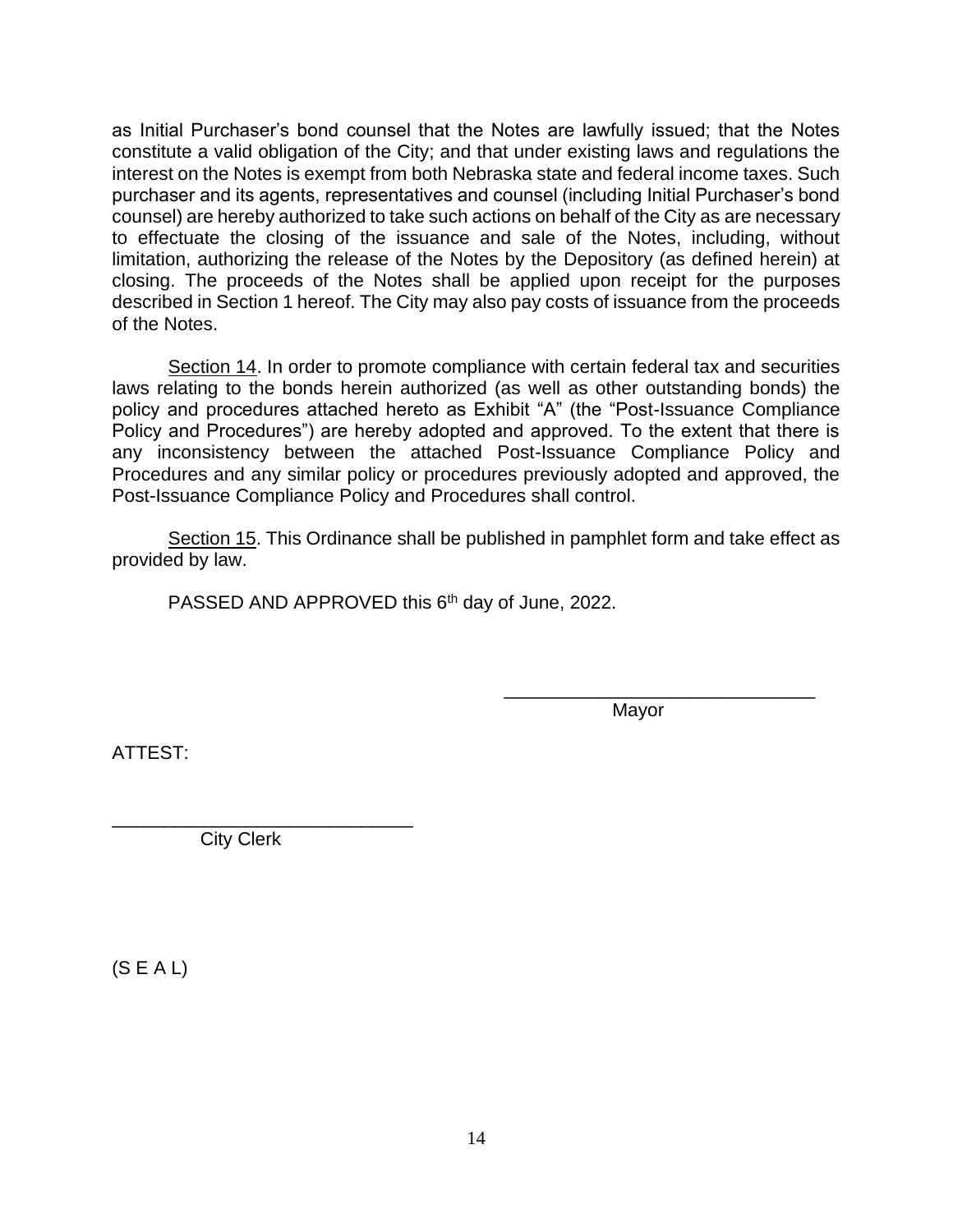as Initial Purchaser's bond counsel that the Notes are lawfully issued; that the Notes constitute a valid obligation of the City; and that under existing laws and regulations the interest on the Notes is exempt from both Nebraska state and federal income taxes. Such purchaser and its agents, representatives and counsel (including Initial Purchaser's bond counsel) are hereby authorized to take such actions on behalf of the City as are necessary to effectuate the closing of the issuance and sale of the Notes, including, without limitation, authorizing the release of the Notes by the Depository (as defined herein) at closing. The proceeds of the Notes shall be applied upon receipt for the purposes described in Section 1 hereof. The City may also pay costs of issuance from the proceeds of the Notes.

Section 14. In order to promote compliance with certain federal tax and securities laws relating to the bonds herein authorized (as well as other outstanding bonds) the policy and procedures attached hereto as Exhibit "A" (the "Post-Issuance Compliance Policy and Procedures") are hereby adopted and approved. To the extent that there is any inconsistency between the attached Post-Issuance Compliance Policy and Procedures and any similar policy or procedures previously adopted and approved, the Post-Issuance Compliance Policy and Procedures shall control.

Section 15. This Ordinance shall be published in pamphlet form and take effect as provided by law.

PASSED AND APPROVED this 6th day of June, 2022.

______________________________
Mayor

ATTEST:

______________________________
City Clerk

(S E A L)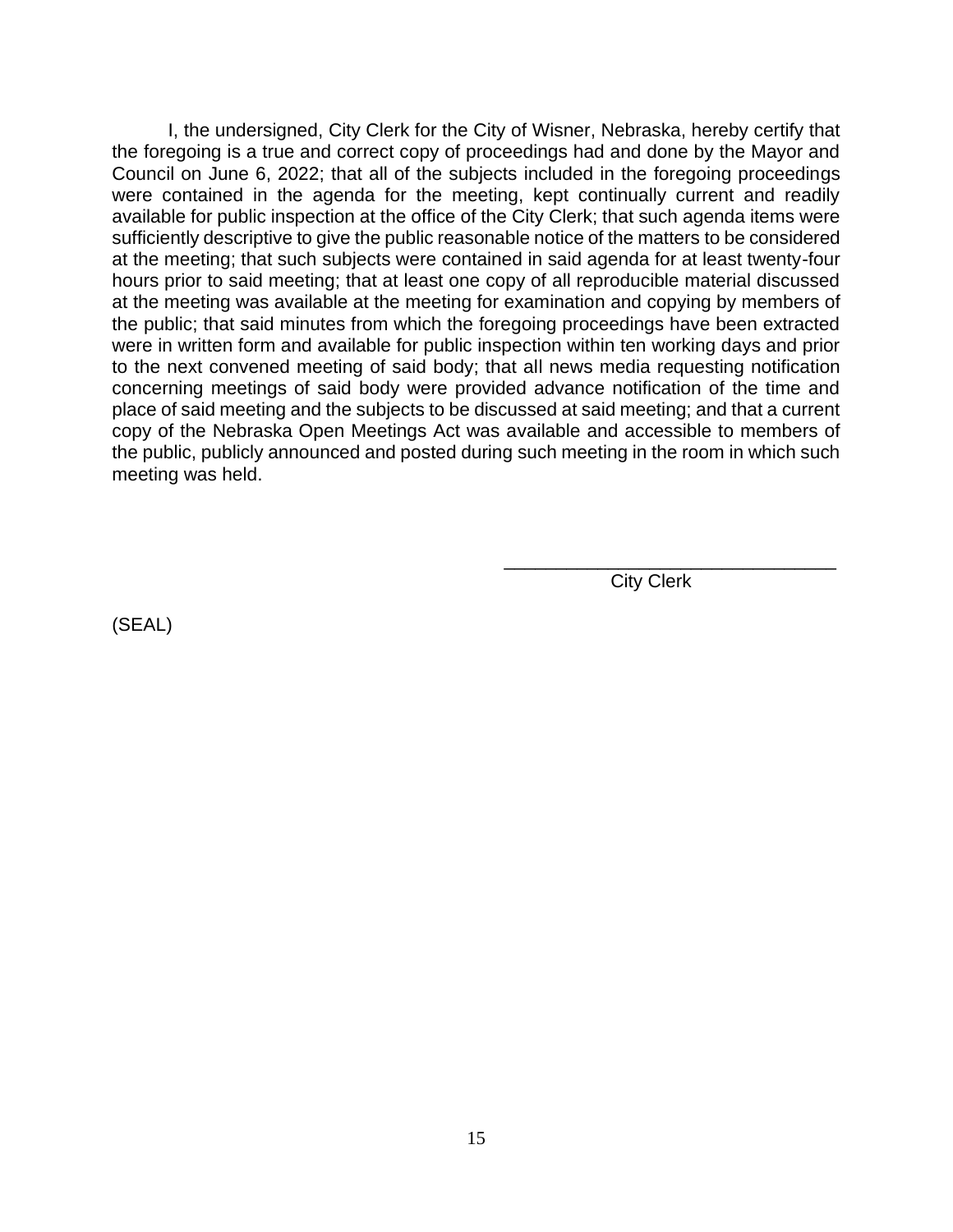I, the undersigned, City Clerk for the City of Wisner, Nebraska, hereby certify that the foregoing is a true and correct copy of proceedings had and done by the Mayor and Council on June 6, 2022; that all of the subjects included in the foregoing proceedings were contained in the agenda for the meeting, kept continually current and readily available for public inspection at the office of the City Clerk; that such agenda items were sufficiently descriptive to give the public reasonable notice of the matters to be considered at the meeting; that such subjects were contained in said agenda for at least twenty-four hours prior to said meeting; that at least one copy of all reproducible material discussed at the meeting was available at the meeting for examination and copying by members of the public; that said minutes from which the foregoing proceedings have been extracted were in written form and available for public inspection within ten working days and prior to the next convened meeting of said body; that all news media requesting notification concerning meetings of said body were provided advance notification of the time and place of said meeting and the subjects to be discussed at said meeting; and that a current copy of the Nebraska Open Meetings Act was available and accessible to members of the public, publicly announced and posted during such meeting in the room in which such meeting was held.

\_\_\_\_\_\_\_\_\_\_\_\_\_\_\_\_\_\_\_\_\_\_\_\_\_\_\_\_\_\_\_\_
City Clerk

(SEAL)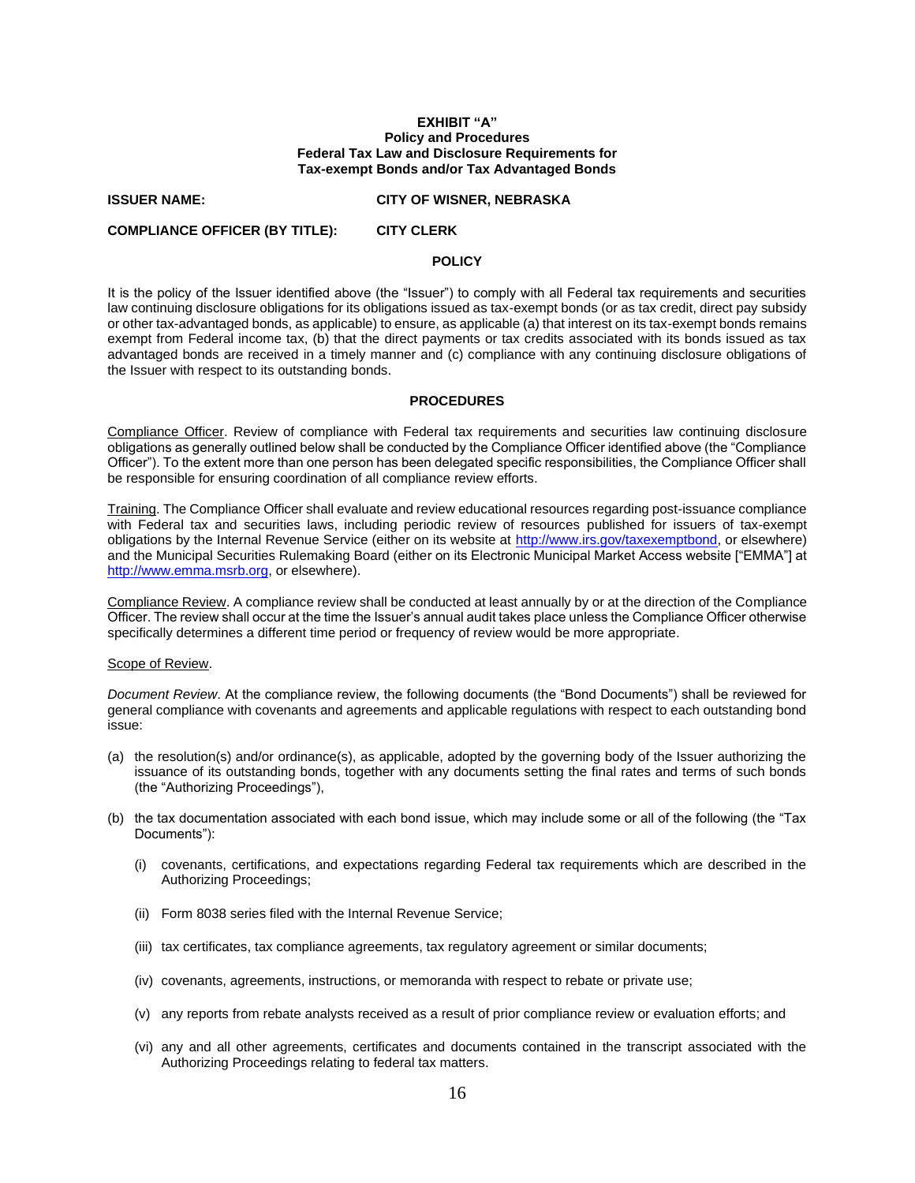**EXHIBIT "A"**
**Policy and Procedures**
**Federal Tax Law and Disclosure Requirements for**
**Tax-exempt Bonds and/or Tax Advantaged Bonds**

**ISSUER NAME:** **CITY OF WISNER, NEBRASKA**

**COMPLIANCE OFFICER (BY TITLE):** **CITY CLERK**

**POLICY**

It is the policy of the Issuer identified above (the "Issuer") to comply with all Federal tax requirements and securities law continuing disclosure obligations for its obligations issued as tax-exempt bonds (or as tax credit, direct pay subsidy or other tax-advantaged bonds, as applicable) to ensure, as applicable (a) that interest on its tax-exempt bonds remains exempt from Federal income tax, (b) that the direct payments or tax credits associated with its bonds issued as tax advantaged bonds are received in a timely manner and (c) compliance with any continuing disclosure obligations of the Issuer with respect to its outstanding bonds.

**PROCEDURES**

Compliance Officer. Review of compliance with Federal tax requirements and securities law continuing disclosure obligations as generally outlined below shall be conducted by the Compliance Officer identified above (the "Compliance Officer"). To the extent more than one person has been delegated specific responsibilities, the Compliance Officer shall be responsible for ensuring coordination of all compliance review efforts.

Training. The Compliance Officer shall evaluate and review educational resources regarding post-issuance compliance with Federal tax and securities laws, including periodic review of resources published for issuers of tax-exempt obligations by the Internal Revenue Service (either on its website at http://www.irs.gov/taxexemptbond, or elsewhere) and the Municipal Securities Rulemaking Board (either on its Electronic Municipal Market Access website ["EMMA"] at http://www.emma.msrb.org, or elsewhere).

Compliance Review. A compliance review shall be conducted at least annually by or at the direction of the Compliance Officer. The review shall occur at the time the Issuer's annual audit takes place unless the Compliance Officer otherwise specifically determines a different time period or frequency of review would be more appropriate.

Scope of Review.

*Document Review*. At the compliance review, the following documents (the "Bond Documents") shall be reviewed for general compliance with covenants and agreements and applicable regulations with respect to each outstanding bond issue:

(a) the resolution(s) and/or ordinance(s), as applicable, adopted by the governing body of the Issuer authorizing the issuance of its outstanding bonds, together with any documents setting the final rates and terms of such bonds (the "Authorizing Proceedings"),

(b) the tax documentation associated with each bond issue, which may include some or all of the following (the "Tax Documents"):

   (i) covenants, certifications, and expectations regarding Federal tax requirements which are described in the Authorizing Proceedings;

   (ii) Form 8038 series filed with the Internal Revenue Service;

   (iii) tax certificates, tax compliance agreements, tax regulatory agreement or similar documents;

   (iv) covenants, agreements, instructions, or memoranda with respect to rebate or private use;

   (v) any reports from rebate analysts received as a result of prior compliance review or evaluation efforts; and

   (vi) any and all other agreements, certificates and documents contained in the transcript associated with the Authorizing Proceedings relating to federal tax matters.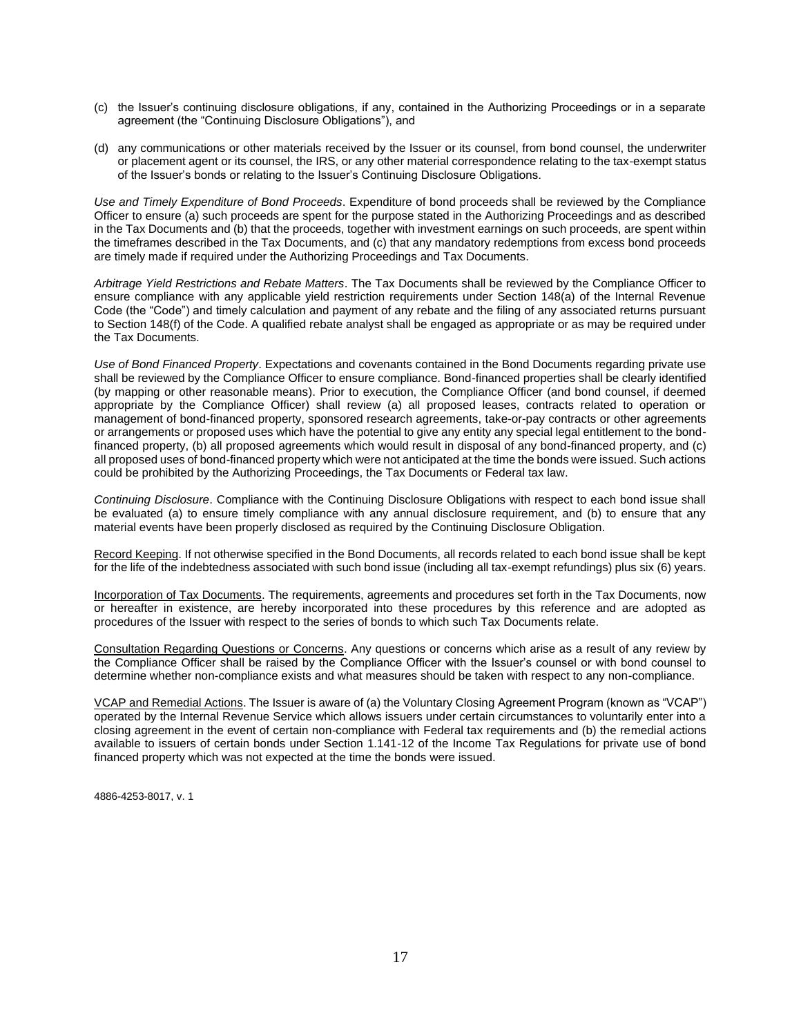(c) the Issuer's continuing disclosure obligations, if any, contained in the Authorizing Proceedings or in a separate agreement (the "Continuing Disclosure Obligations"), and

(d) any communications or other materials received by the Issuer or its counsel, from bond counsel, the underwriter or placement agent or its counsel, the IRS, or any other material correspondence relating to the tax-exempt status of the Issuer's bonds or relating to the Issuer's Continuing Disclosure Obligations.

*Use and Timely Expenditure of Bond Proceeds*. Expenditure of bond proceeds shall be reviewed by the Compliance Officer to ensure (a) such proceeds are spent for the purpose stated in the Authorizing Proceedings and as described in the Tax Documents and (b) that the proceeds, together with investment earnings on such proceeds, are spent within the timeframes described in the Tax Documents, and (c) that any mandatory redemptions from excess bond proceeds are timely made if required under the Authorizing Proceedings and Tax Documents.

*Arbitrage Yield Restrictions and Rebate Matters*. The Tax Documents shall be reviewed by the Compliance Officer to ensure compliance with any applicable yield restriction requirements under Section 148(a) of the Internal Revenue Code (the "Code") and timely calculation and payment of any rebate and the filing of any associated returns pursuant to Section 148(f) of the Code. A qualified rebate analyst shall be engaged as appropriate or as may be required under the Tax Documents.

*Use of Bond Financed Property*. Expectations and covenants contained in the Bond Documents regarding private use shall be reviewed by the Compliance Officer to ensure compliance. Bond-financed properties shall be clearly identified (by mapping or other reasonable means). Prior to execution, the Compliance Officer (and bond counsel, if deemed appropriate by the Compliance Officer) shall review (a) all proposed leases, contracts related to operation or management of bond-financed property, sponsored research agreements, take-or-pay contracts or other agreements or arrangements or proposed uses which have the potential to give any entity any special legal entitlement to the bond-financed property, (b) all proposed agreements which would result in disposal of any bond-financed property, and (c) all proposed uses of bond-financed property which were not anticipated at the time the bonds were issued. Such actions could be prohibited by the Authorizing Proceedings, the Tax Documents or Federal tax law.

*Continuing Disclosure*. Compliance with the Continuing Disclosure Obligations with respect to each bond issue shall be evaluated (a) to ensure timely compliance with any annual disclosure requirement, and (b) to ensure that any material events have been properly disclosed as required by the Continuing Disclosure Obligation.

<u>Record Keeping</u>. If not otherwise specified in the Bond Documents, all records related to each bond issue shall be kept for the life of the indebtedness associated with such bond issue (including all tax-exempt refundings) plus six (6) years.

<u>Incorporation of Tax Documents</u>. The requirements, agreements and procedures set forth in the Tax Documents, now or hereafter in existence, are hereby incorporated into these procedures by this reference and are adopted as procedures of the Issuer with respect to the series of bonds to which such Tax Documents relate.

<u>Consultation Regarding Questions or Concerns</u>. Any questions or concerns which arise as a result of any review by the Compliance Officer shall be raised by the Compliance Officer with the Issuer's counsel or with bond counsel to determine whether non-compliance exists and what measures should be taken with respect to any non-compliance.

<u>VCAP and Remedial Actions</u>. The Issuer is aware of (a) the Voluntary Closing Agreement Program (known as "VCAP") operated by the Internal Revenue Service which allows issuers under certain circumstances to voluntarily enter into a closing agreement in the event of certain non-compliance with Federal tax requirements and (b) the remedial actions available to issuers of certain bonds under Section 1.141-12 of the Income Tax Regulations for private use of bond financed property which was not expected at the time the bonds were issued.

4886-4253-8017, v. 1